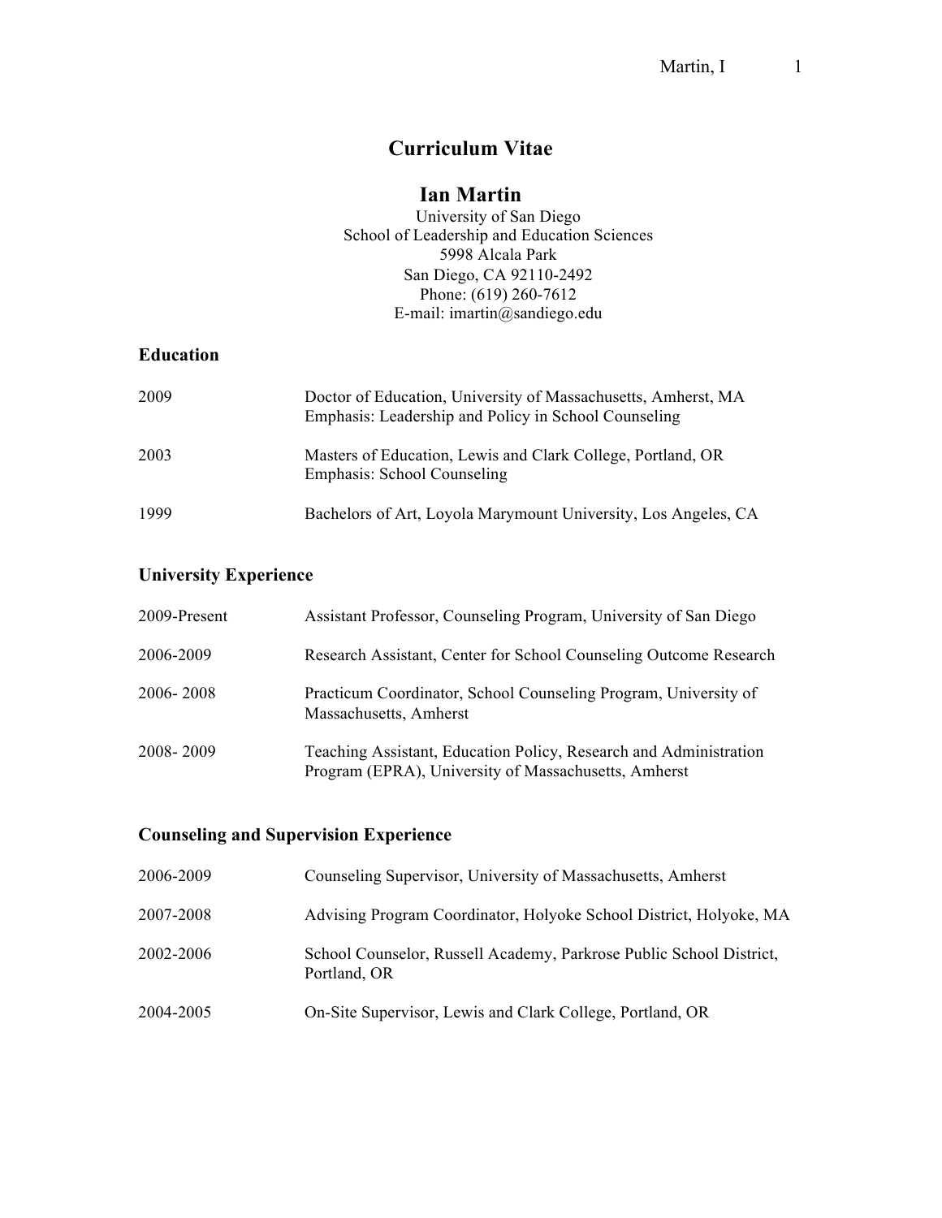# Curriculum Vitae

## Ian Martin

University of San Diego
School of Leadership and Education Sciences
5998 Alcala Park
San Diego, CA 92110-2492
Phone: (619) 260-7612
E-mail: imartin@sandiego.edu

### Education

| | |
|---|---|
| 2009 | Doctor of Education, University of Massachusetts, Amherst, MA<br>Emphasis: Leadership and Policy in School Counseling |
| 2003 | Masters of Education, Lewis and Clark College, Portland, OR<br>Emphasis: School Counseling |
| 1999 | Bachelors of Art, Loyola Marymount University, Los Angeles, CA |

### University Experience

| | |
|---|---|
| 2009-Present | Assistant Professor, Counseling Program, University of San Diego |
| 2006-2009 | Research Assistant, Center for School Counseling Outcome Research |
| 2006- 2008 | Practicum Coordinator, School Counseling Program, University of Massachusetts, Amherst |
| 2008- 2009 | Teaching Assistant, Education Policy, Research and Administration Program (EPRA), University of Massachusetts, Amherst |

### Counseling and Supervision Experience

| | |
|---|---|
| 2006-2009 | Counseling Supervisor, University of Massachusetts, Amherst |
| 2007-2008 | Advising Program Coordinator, Holyoke School District, Holyoke, MA |
| 2002-2006 | School Counselor, Russell Academy, Parkrose Public School District, Portland, OR |
| 2004-2005 | On-Site Supervisor, Lewis and Clark College, Portland, OR |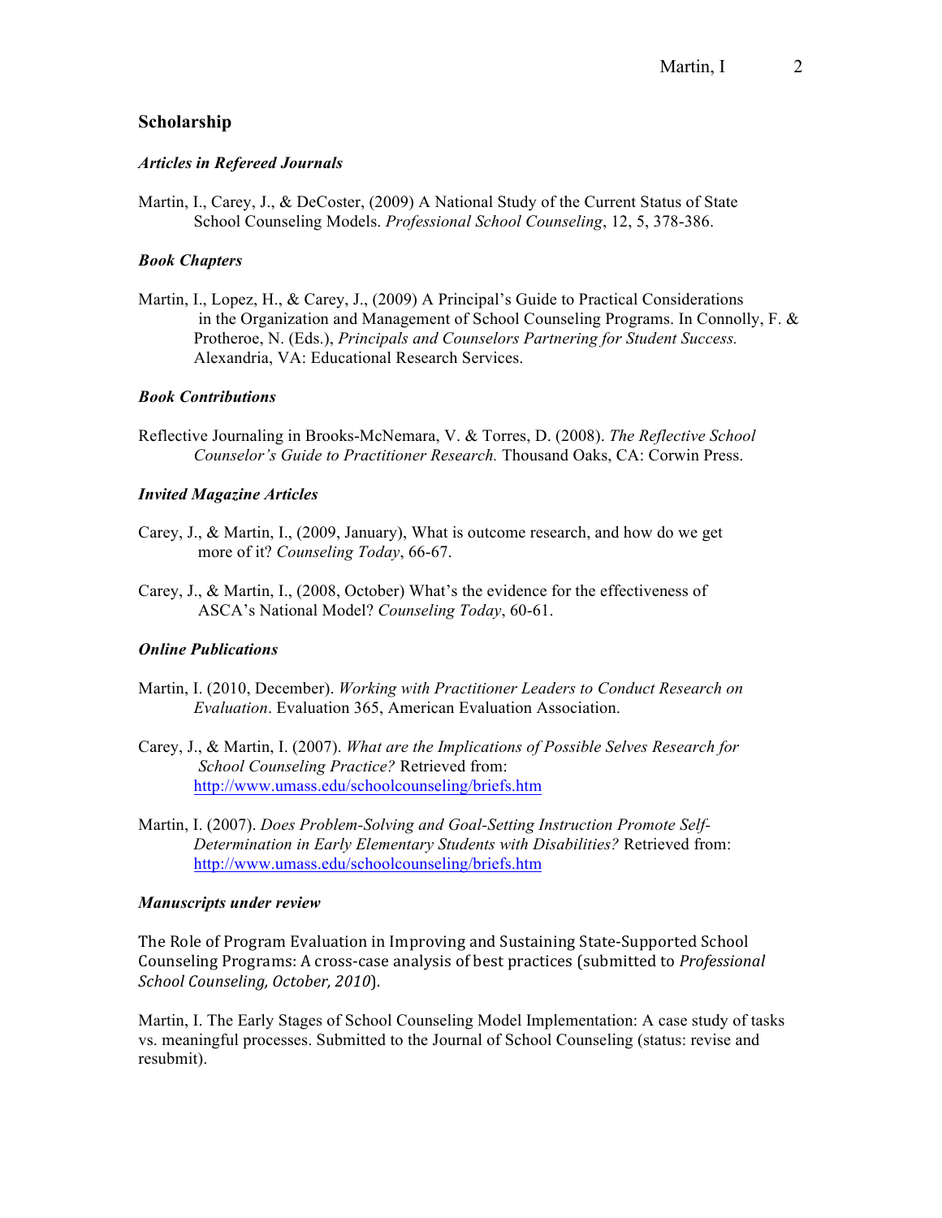## Scholarship

### *Articles in Refereed Journals*

Martin, I., Carey, J., & DeCoster, (2009) A National Study of the Current Status of State School Counseling Models. *Professional School Counseling*, 12, 5, 378-386.

### *Book Chapters*

Martin, I., Lopez, H., & Carey, J., (2009) A Principal's Guide to Practical Considerations in the Organization and Management of School Counseling Programs. In Connolly, F. & Protheroe, N. (Eds.), *Principals and Counselors Partnering for Student Success.* Alexandria, VA: Educational Research Services.

### *Book Contributions*

Reflective Journaling in Brooks-McNemara, V. & Torres, D. (2008). *The Reflective School Counselor's Guide to Practitioner Research.* Thousand Oaks, CA: Corwin Press.

### *Invited Magazine Articles*

Carey, J., & Martin, I., (2009, January), What is outcome research, and how do we get more of it? *Counseling Today*, 66-67.

Carey, J., & Martin, I., (2008, October) What's the evidence for the effectiveness of ASCA's National Model? *Counseling Today*, 60-61.

### *Online Publications*

Martin, I. (2010, December). *Working with Practitioner Leaders to Conduct Research on Evaluation*. Evaluation 365, American Evaluation Association.

Carey, J., & Martin, I. (2007). *What are the Implications of Possible Selves Research for School Counseling Practice?* Retrieved from: http://www.umass.edu/schoolcounseling/briefs.htm

Martin, I. (2007). *Does Problem-Solving and Goal-Setting Instruction Promote Self-Determination in Early Elementary Students with Disabilities?* Retrieved from: http://www.umass.edu/schoolcounseling/briefs.htm

### *Manuscripts under review*

The Role of Program Evaluation in Improving and Sustaining State-Supported School Counseling Programs: A cross-case analysis of best practices (submitted to *Professional School Counseling, October, 2010*).

Martin, I. The Early Stages of School Counseling Model Implementation: A case study of tasks vs. meaningful processes. Submitted to the Journal of School Counseling (status: revise and resubmit).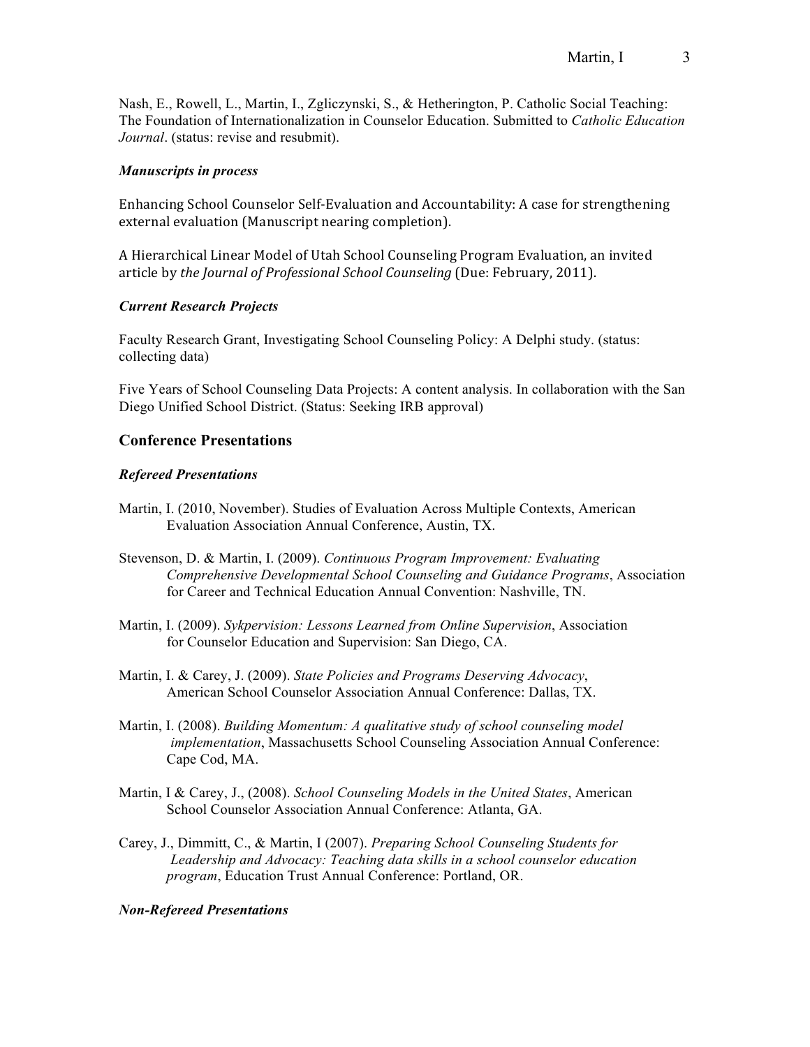Nash, E., Rowell, L., Martin, I., Zgliczynski, S., & Hetherington, P. Catholic Social Teaching: The Foundation of Internationalization in Counselor Education. Submitted to *Catholic Education Journal*. (status: revise and resubmit).

***Manuscripts in process***

Enhancing School Counselor Self-Evaluation and Accountability: A case for strengthening external evaluation (Manuscript nearing completion).

A Hierarchical Linear Model of Utah School Counseling Program Evaluation, an invited article by *the Journal of Professional School Counseling* (Due: February, 2011).

***Current Research Projects***

Faculty Research Grant, Investigating School Counseling Policy: A Delphi study. (status: collecting data)

Five Years of School Counseling Data Projects: A content analysis. In collaboration with the San Diego Unified School District. (Status: Seeking IRB approval)

## Conference Presentations

***Refereed Presentations***

Martin, I. (2010, November). Studies of Evaluation Across Multiple Contexts, American Evaluation Association Annual Conference, Austin, TX.

Stevenson, D. & Martin, I. (2009). *Continuous Program Improvement: Evaluating Comprehensive Developmental School Counseling and Guidance Programs*, Association for Career and Technical Education Annual Convention: Nashville, TN.

Martin, I. (2009). *Sykpervision: Lessons Learned from Online Supervision*, Association for Counselor Education and Supervision: San Diego, CA.

Martin, I. & Carey, J. (2009). *State Policies and Programs Deserving Advocacy*, American School Counselor Association Annual Conference: Dallas, TX.

Martin, I. (2008). *Building Momentum: A qualitative study of school counseling model implementation*, Massachusetts School Counseling Association Annual Conference: Cape Cod, MA.

Martin, I & Carey, J., (2008). *School Counseling Models in the United States*, American School Counselor Association Annual Conference: Atlanta, GA.

Carey, J., Dimmitt, C., & Martin, I (2007). *Preparing School Counseling Students for Leadership and Advocacy: Teaching data skills in a school counselor education program*, Education Trust Annual Conference: Portland, OR.

***Non-Refereed Presentations***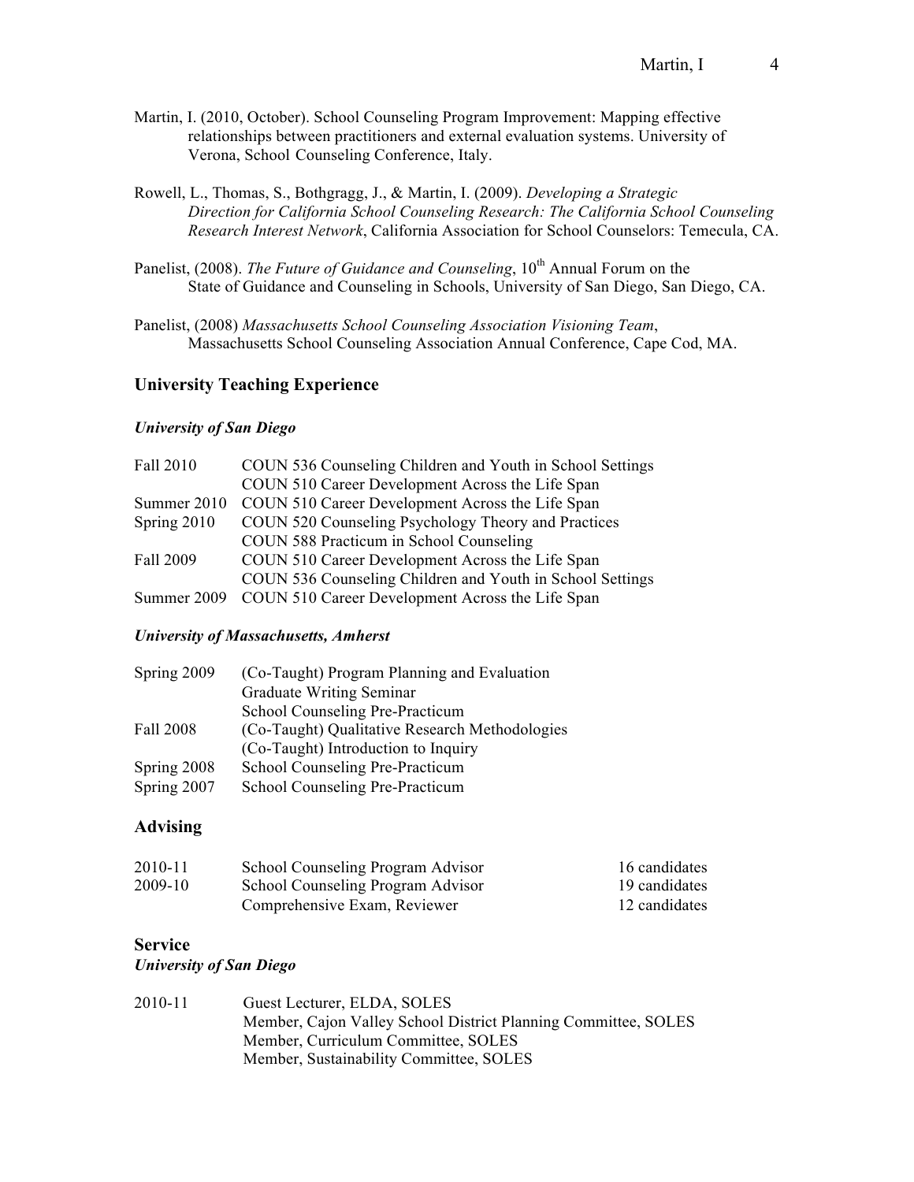Martin, I. (2010, October). School Counseling Program Improvement: Mapping effective relationships between practitioners and external evaluation systems. University of Verona, School Counseling Conference, Italy.

Rowell, L., Thomas, S., Bothgragg, J., & Martin, I. (2009). *Developing a Strategic Direction for California School Counseling Research: The California School Counseling Research Interest Network*, California Association for School Counselors: Temecula, CA.

Panelist, (2008). *The Future of Guidance and Counseling*, 10th Annual Forum on the State of Guidance and Counseling in Schools, University of San Diego, San Diego, CA.

Panelist, (2008) *Massachusetts School Counseling Association Visioning Team*, Massachusetts School Counseling Association Annual Conference, Cape Cod, MA.

## University Teaching Experience

### *University of San Diego*

| | |
|---|---|
| Fall 2010 | COUN 536 Counseling Children and Youth in School Settings |
| | COUN 510 Career Development Across the Life Span |
| Summer 2010 | COUN 510 Career Development Across the Life Span |
| Spring 2010 | COUN 520 Counseling Psychology Theory and Practices |
| | COUN 588 Practicum in School Counseling |
| Fall 2009 | COUN 510 Career Development Across the Life Span |
| | COUN 536 Counseling Children and Youth in School Settings |
| Summer 2009 | COUN 510 Career Development Across the Life Span |

### *University of Massachusetts, Amherst*

| | |
|---|---|
| Spring 2009 | (Co-Taught) Program Planning and Evaluation |
| | Graduate Writing Seminar |
| | School Counseling Pre-Practicum |
| Fall 2008 | (Co-Taught) Qualitative Research Methodologies |
| | (Co-Taught) Introduction to Inquiry |
| Spring 2008 | School Counseling Pre-Practicum |
| Spring 2007 | School Counseling Pre-Practicum |

## Advising

| | | |
|---|---|---|
| 2010-11 | School Counseling Program Advisor | 16 candidates |
| 2009-10 | School Counseling Program Advisor | 19 candidates |
| | Comprehensive Exam, Reviewer | 12 candidates |

## Service

### *University of San Diego*

| | |
|---|---|
| 2010-11 | Guest Lecturer, ELDA, SOLES |
| | Member, Cajon Valley School District Planning Committee, SOLES |
| | Member, Curriculum Committee, SOLES |
| | Member, Sustainability Committee, SOLES |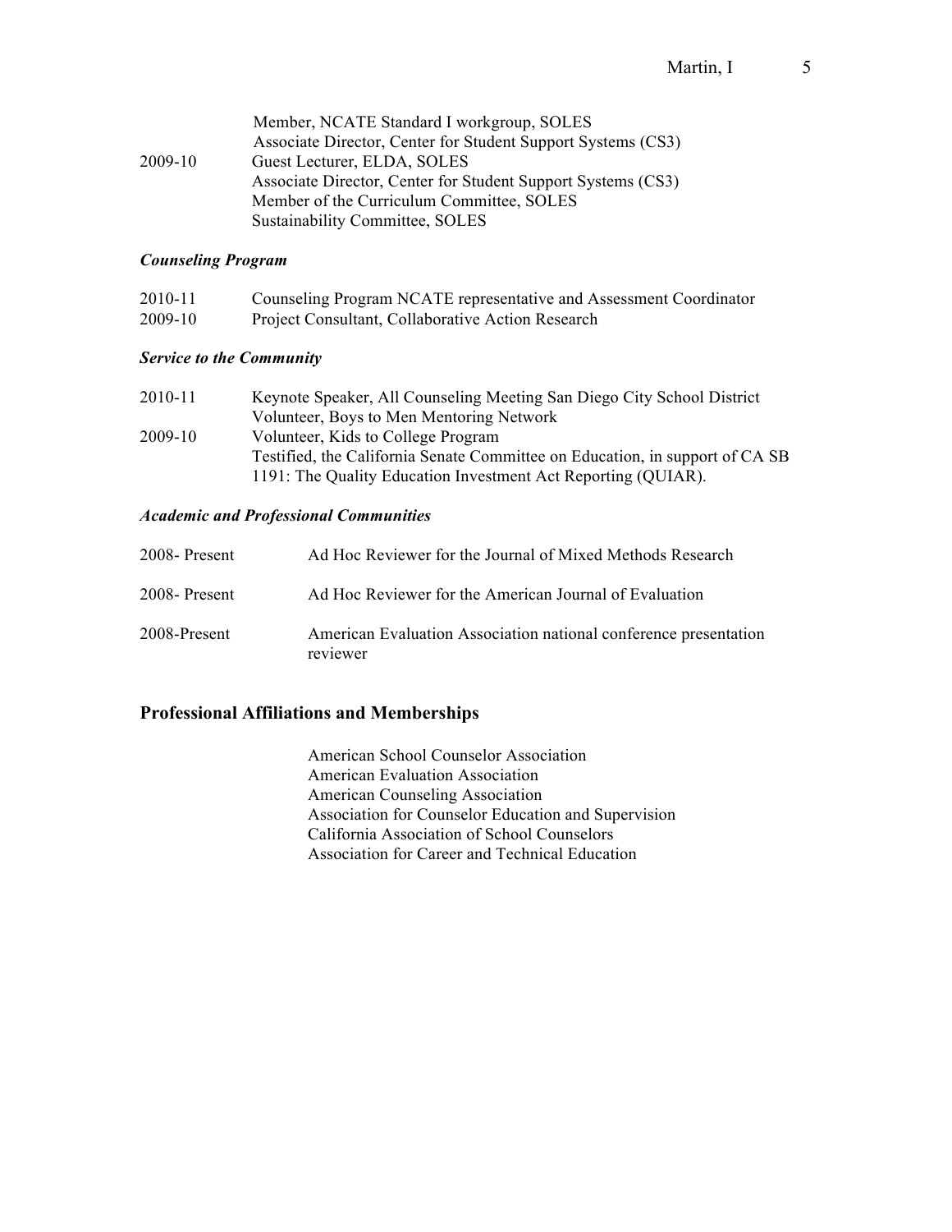Member, NCATE Standard I workgroup, SOLES
Associate Director, Center for Student Support Systems (CS3)

2009-10 Guest Lecturer, ELDA, SOLES
Associate Director, Center for Student Support Systems (CS3)
Member of the Curriculum Committee, SOLES
Sustainability Committee, SOLES

### *Counseling Program*

2010-11 Counseling Program NCATE representative and Assessment Coordinator
2009-10 Project Consultant, Collaborative Action Research

### *Service to the Community*

2010-11 Keynote Speaker, All Counseling Meeting San Diego City School District
Volunteer, Boys to Men Mentoring Network

2009-10 Volunteer, Kids to College Program
Testified, the California Senate Committee on Education, in support of CA SB 1191: The Quality Education Investment Act Reporting (QUIAR).

### *Academic and Professional Communities*

2008- Present Ad Hoc Reviewer for the Journal of Mixed Methods Research

2008- Present Ad Hoc Reviewer for the American Journal of Evaluation

2008-Present American Evaluation Association national conference presentation reviewer

## Professional Affiliations and Memberships

American School Counselor Association
American Evaluation Association
American Counseling Association
Association for Counselor Education and Supervision
California Association of School Counselors
Association for Career and Technical Education